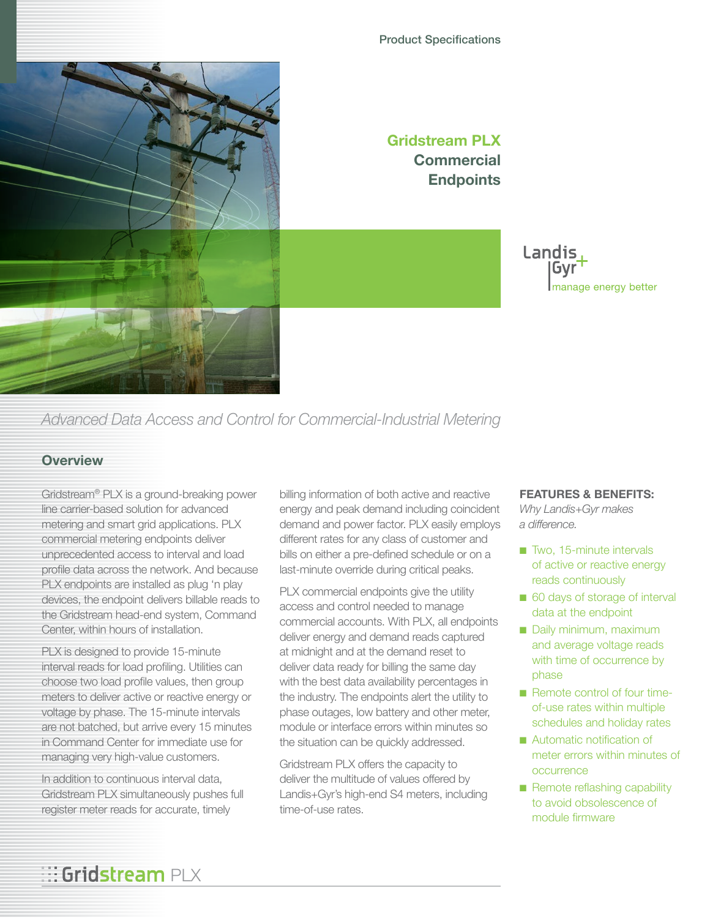Product Specifications

# Gridstream PLX Commercial Endpoints

Landis+Gyr
manage energy better

*Advanced Data Access and Control for Commercial-Industrial Metering*

## Overview

Gridstream® PLX is a ground-breaking power line carrier-based solution for advanced metering and smart grid applications. PLX commercial metering endpoints deliver unprecedented access to interval and load profile data across the network. And because PLX endpoints are installed as plug 'n play devices, the endpoint delivers billable reads to the Gridstream head-end system, Command Center, within hours of installation.

PLX is designed to provide 15-minute interval reads for load profiling. Utilities can choose two load profile values, then group meters to deliver active or reactive energy or voltage by phase. The 15-minute intervals are not batched, but arrive every 15 minutes in Command Center for immediate use for managing very high-value customers.

In addition to continuous interval data, Gridstream PLX simultaneously pushes full register meter reads for accurate, timely billing information of both active and reactive energy and peak demand including coincident demand and power factor. PLX easily employs different rates for any class of customer and bills on either a pre-defined schedule or on a last-minute override during critical peaks.

PLX commercial endpoints give the utility access and control needed to manage commercial accounts. With PLX, all endpoints deliver energy and demand reads captured at midnight and at the demand reset to deliver data ready for billing the same day with the best data availability percentages in the industry. The endpoints alert the utility to phase outages, low battery and other meter, module or interface errors within minutes so the situation can be quickly addressed.

Gridstream PLX offers the capacity to deliver the multitude of values offered by Landis+Gyr's high-end S4 meters, including time-of-use rates.

### FEATURES & BENEFITS:

*Why Landis+Gyr makes a difference.*

- Two, 15-minute intervals of active or reactive energy reads continuously
- 60 days of storage of interval data at the endpoint
- Daily minimum, maximum and average voltage reads with time of occurrence by phase
- Remote control of four time-of-use rates within multiple schedules and holiday rates
- Automatic notification of meter errors within minutes of occurrence
- Remote reflashing capability to avoid obsolescence of module firmware

Gridstream PLX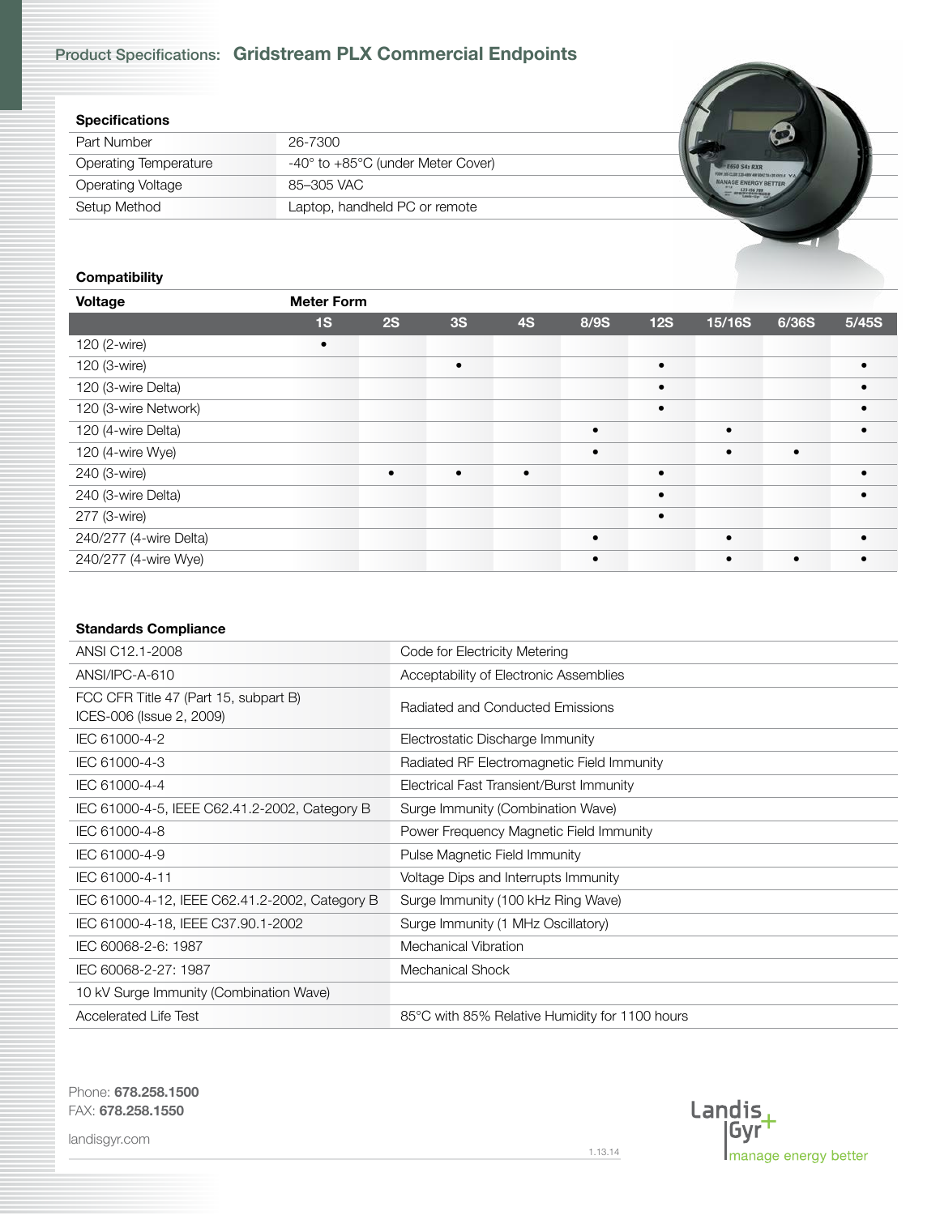## Product Specifications: Gridstream PLX Commercial Endpoints

### Specifications

| | |
|---|---|
| Part Number | 26-7300 |
| Operating Temperature | -40° to +85°C (under Meter Cover) |
| Operating Voltage | 85–305 VAC |
| Setup Method | Laptop, handheld PC or remote |

### Compatibility

| Voltage | Meter Form | | | | | | | | |
|---|---|---|---|---|---|---|---|---|---|
| | 1S | 2S | 3S | 4S | 8/9S | 12S | 15/16S | 6/36S | 5/45S |
| 120 (2-wire) | • | | | | | | | | |
| 120 (3-wire) | | | • | | | • | | | • |
| 120 (3-wire Delta) | | | | | | • | | | • |
| 120 (3-wire Network) | | | | | | • | | | • |
| 120 (4-wire Delta) | | | | | • | | • | | • |
| 120 (4-wire Wye) | | | | | • | | • | • | |
| 240 (3-wire) | | • | • | • | | • | | | • |
| 240 (3-wire Delta) | | | | | | • | | | • |
| 277 (3-wire) | | | | | | • | | | |
| 240/277 (4-wire Delta) | | | | | • | | • | | • |
| 240/277 (4-wire Wye) | | | | | • | | • | • | • |

### Standards Compliance

| | |
|---|---|
| ANSI C12.1-2008 | Code for Electricity Metering |
| ANSI/IPC-A-610 | Acceptability of Electronic Assemblies |
| FCC CFR Title 47 (Part 15, subpart B) ICES-006 (Issue 2, 2009) | Radiated and Conducted Emissions |
| IEC 61000-4-2 | Electrostatic Discharge Immunity |
| IEC 61000-4-3 | Radiated RF Electromagnetic Field Immunity |
| IEC 61000-4-4 | Electrical Fast Transient/Burst Immunity |
| IEC 61000-4-5, IEEE C62.41.2-2002, Category B | Surge Immunity (Combination Wave) |
| IEC 61000-4-8 | Power Frequency Magnetic Field Immunity |
| IEC 61000-4-9 | Pulse Magnetic Field Immunity |
| IEC 61000-4-11 | Voltage Dips and Interrupts Immunity |
| IEC 61000-4-12, IEEE C62.41.2-2002, Category B | Surge Immunity (100 kHz Ring Wave) |
| IEC 61000-4-18, IEEE C37.90.1-2002 | Surge Immunity (1 MHz Oscillatory) |
| IEC 60068-2-6: 1987 | Mechanical Vibration |
| IEC 60068-2-27: 1987 | Mechanical Shock |
| 10 kV Surge Immunity (Combination Wave) | |
| Accelerated Life Test | 85°C with 85% Relative Humidity for 1100 hours |

Phone: **678.258.1500**
FAX: **678.258.1550**

landisgyr.com

1.13.14

Landis+Gyr
manage energy better